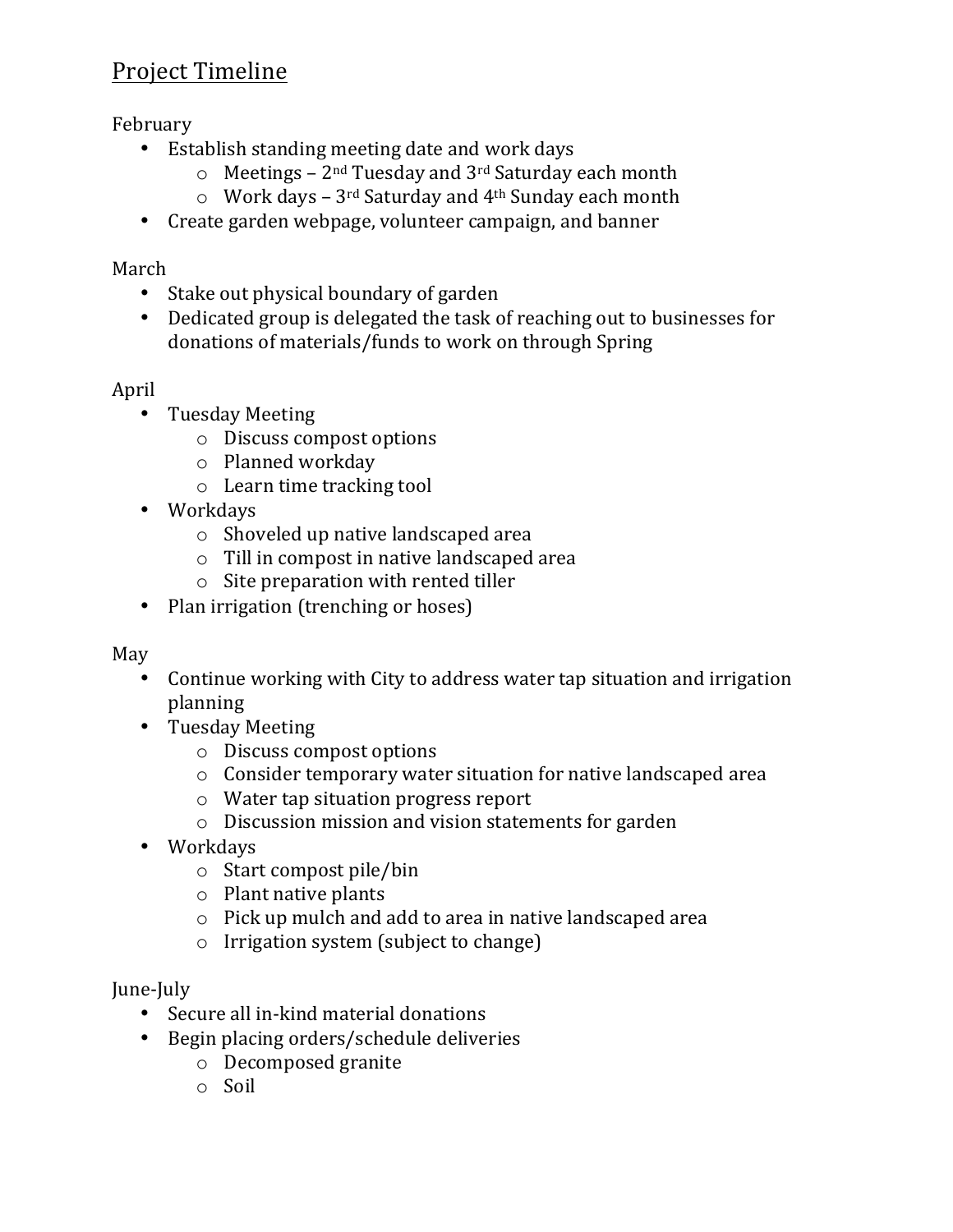# Project Timeline

February

- Establish standing meeting date and work days
  - Meetings – 2nd Tuesday and 3rd Saturday each month
  - Work days – 3rd Saturday and 4th Sunday each month
- Create garden webpage, volunteer campaign, and banner

March

- Stake out physical boundary of garden
- Dedicated group is delegated the task of reaching out to businesses for donations of materials/funds to work on through Spring

April

- Tuesday Meeting
  - Discuss compost options
  - Planned workday
  - Learn time tracking tool
- Workdays
  - Shoveled up native landscaped area
  - Till in compost in native landscaped area
  - Site preparation with rented tiller
- Plan irrigation (trenching or hoses)

May

- Continue working with City to address water tap situation and irrigation planning
- Tuesday Meeting
  - Discuss compost options
  - Consider temporary water situation for native landscaped area
  - Water tap situation progress report
  - Discussion mission and vision statements for garden
- Workdays
  - Start compost pile/bin
  - Plant native plants
  - Pick up mulch and add to area in native landscaped area
  - Irrigation system (subject to change)

June-July

- Secure all in-kind material donations
- Begin placing orders/schedule deliveries
  - Decomposed granite
  - Soil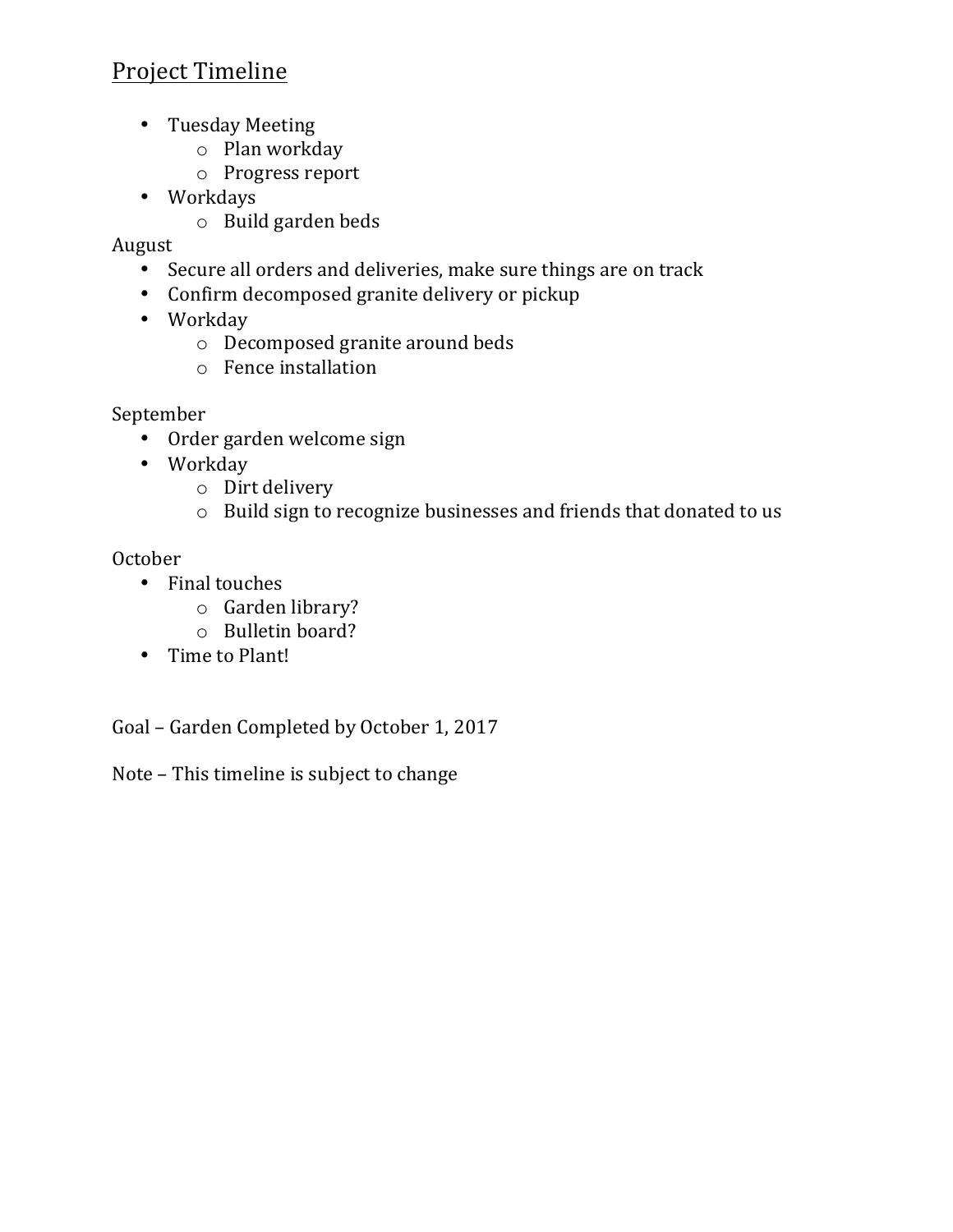## Project Timeline

- Tuesday Meeting
  - Plan workday
  - Progress report
- Workdays
  - Build garden beds

August

- Secure all orders and deliveries, make sure things are on track
- Confirm decomposed granite delivery or pickup
- Workday
  - Decomposed granite around beds
  - Fence installation

September

- Order garden welcome sign
- Workday
  - Dirt delivery
  - Build sign to recognize businesses and friends that donated to us

October

- Final touches
  - Garden library?
  - Bulletin board?
- Time to Plant!

Goal – Garden Completed by October 1, 2017

Note – This timeline is subject to change